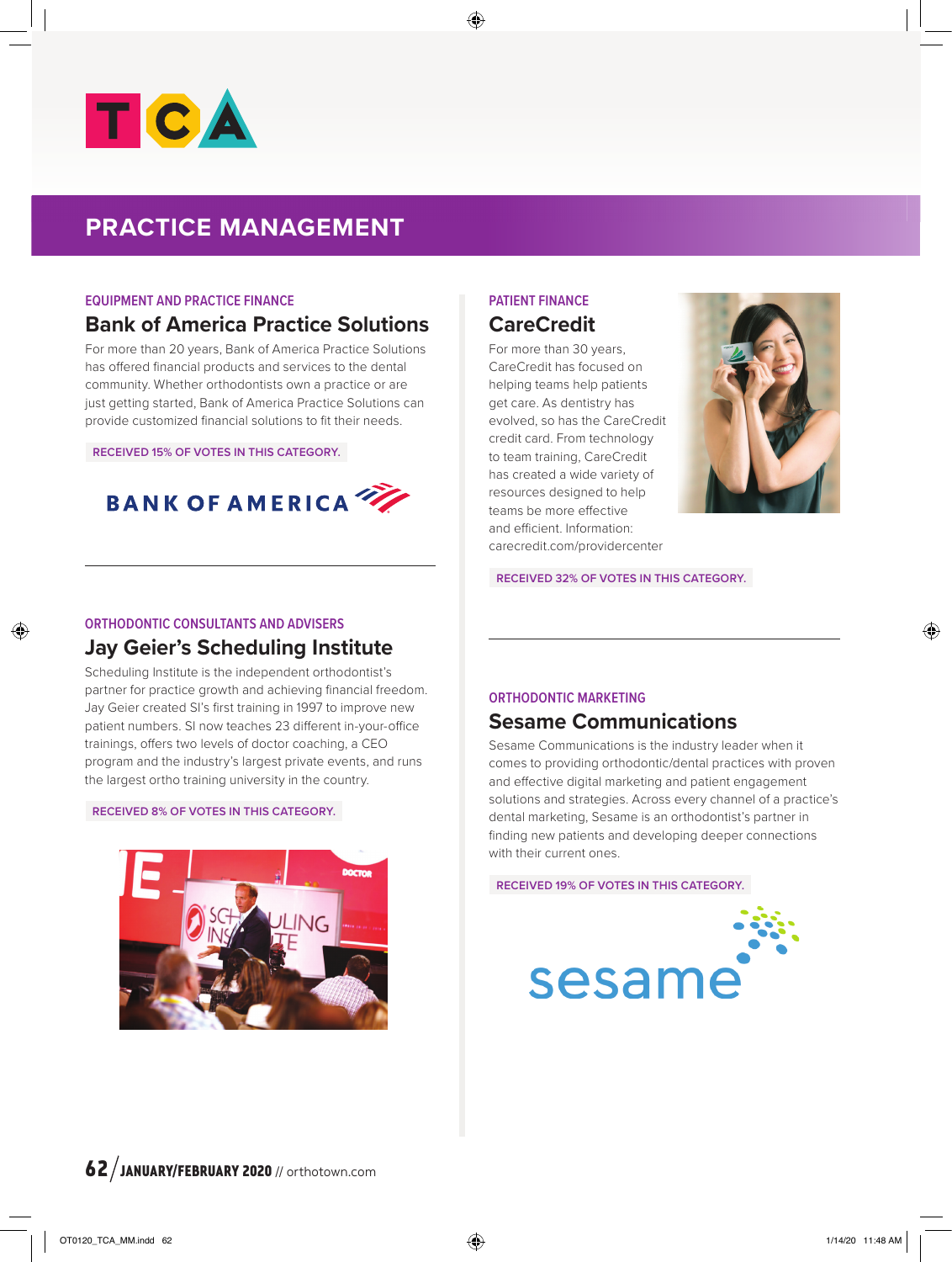TCA

# PRACTICE MANAGEMENT

### EQUIPMENT AND PRACTICE FINANCE

## Bank of America Practice Solutions

For more than 20 years, Bank of America Practice Solutions has offered financial products and services to the dental community. Whether orthodontists own a practice or are just getting started, Bank of America Practice Solutions can provide customized financial solutions to fit their needs.

RECEIVED 15% OF VOTES IN THIS CATEGORY.

### ORTHODONTIC CONSULTANTS AND ADVISERS

## Jay Geier's Scheduling Institute

Scheduling Institute is the independent orthodontist's partner for practice growth and achieving financial freedom. Jay Geier created SI's first training in 1997 to improve new patient numbers. SI now teaches 23 different in-your-office trainings, offers two levels of doctor coaching, a CEO program and the industry's largest private events, and runs the largest ortho training university in the country.

RECEIVED 8% OF VOTES IN THIS CATEGORY.

### PATIENT FINANCE

## CareCredit

For more than 30 years, CareCredit has focused on helping teams help patients get care. As dentistry has evolved, so has the CareCredit credit card. From technology to team training, CareCredit has created a wide variety of resources designed to help teams be more effective and efficient. Information: carecredit.com/providercenter

RECEIVED 32% OF VOTES IN THIS CATEGORY.

### ORTHODONTIC MARKETING

## Sesame Communications

Sesame Communications is the industry leader when it comes to providing orthodontic/dental practices with proven and effective digital marketing and patient engagement solutions and strategies. Across every channel of a practice's dental marketing, Sesame is an orthodontist's partner in finding new patients and developing deeper connections with their current ones.

RECEIVED 19% OF VOTES IN THIS CATEGORY.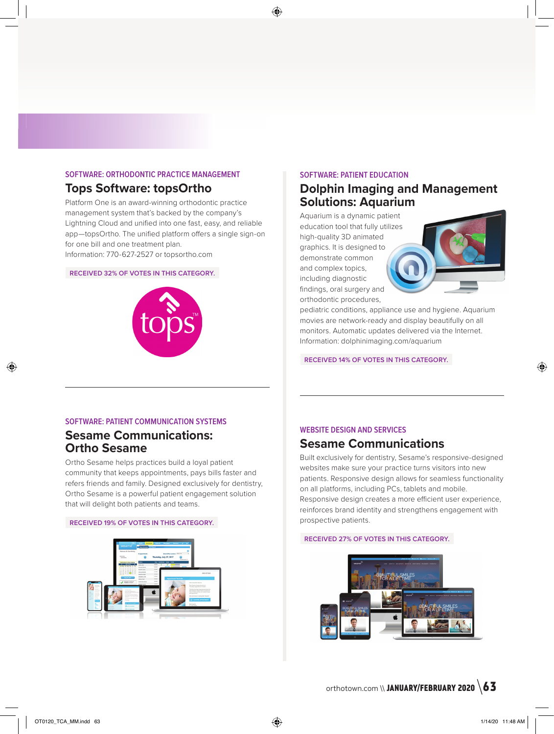SOFTWARE: ORTHODONTIC PRACTICE MANAGEMENT

## Tops Software: topsOrtho

Platform One is an award-winning orthodontic practice management system that's backed by the company's Lightning Cloud and unified into one fast, easy, and reliable app—topsOrtho. The unified platform offers a single sign-on for one bill and one treatment plan.
Information: 770-627-2527 or topsortho.com

RECEIVED 32% OF VOTES IN THIS CATEGORY.

SOFTWARE: PATIENT EDUCATION

## Dolphin Imaging and Management Solutions: Aquarium

Aquarium is a dynamic patient education tool that fully utilizes high-quality 3D animated graphics. It is designed to demonstrate common and complex topics, including diagnostic findings, oral surgery and orthodontic procedures, pediatric conditions, appliance use and hygiene. Aquarium movies are network-ready and display beautifully on all monitors. Automatic updates delivered via the Internet.
Information: dolphinimaging.com/aquarium

RECEIVED 14% OF VOTES IN THIS CATEGORY.

SOFTWARE: PATIENT COMMUNICATION SYSTEMS

## Sesame Communications: Ortho Sesame

Ortho Sesame helps practices build a loyal patient community that keeps appointments, pays bills faster and refers friends and family. Designed exclusively for dentistry, Ortho Sesame is a powerful patient engagement solution that will delight both patients and teams.

RECEIVED 19% OF VOTES IN THIS CATEGORY.

WEBSITE DESIGN AND SERVICES

## Sesame Communications

Built exclusively for dentistry, Sesame's responsive-designed websites make sure your practice turns visitors into new patients. Responsive design allows for seamless functionality on all platforms, including PCs, tablets and mobile. Responsive design creates a more efficient user experience, reinforces brand identity and strengthens engagement with prospective patients.

RECEIVED 27% OF VOTES IN THIS CATEGORY.